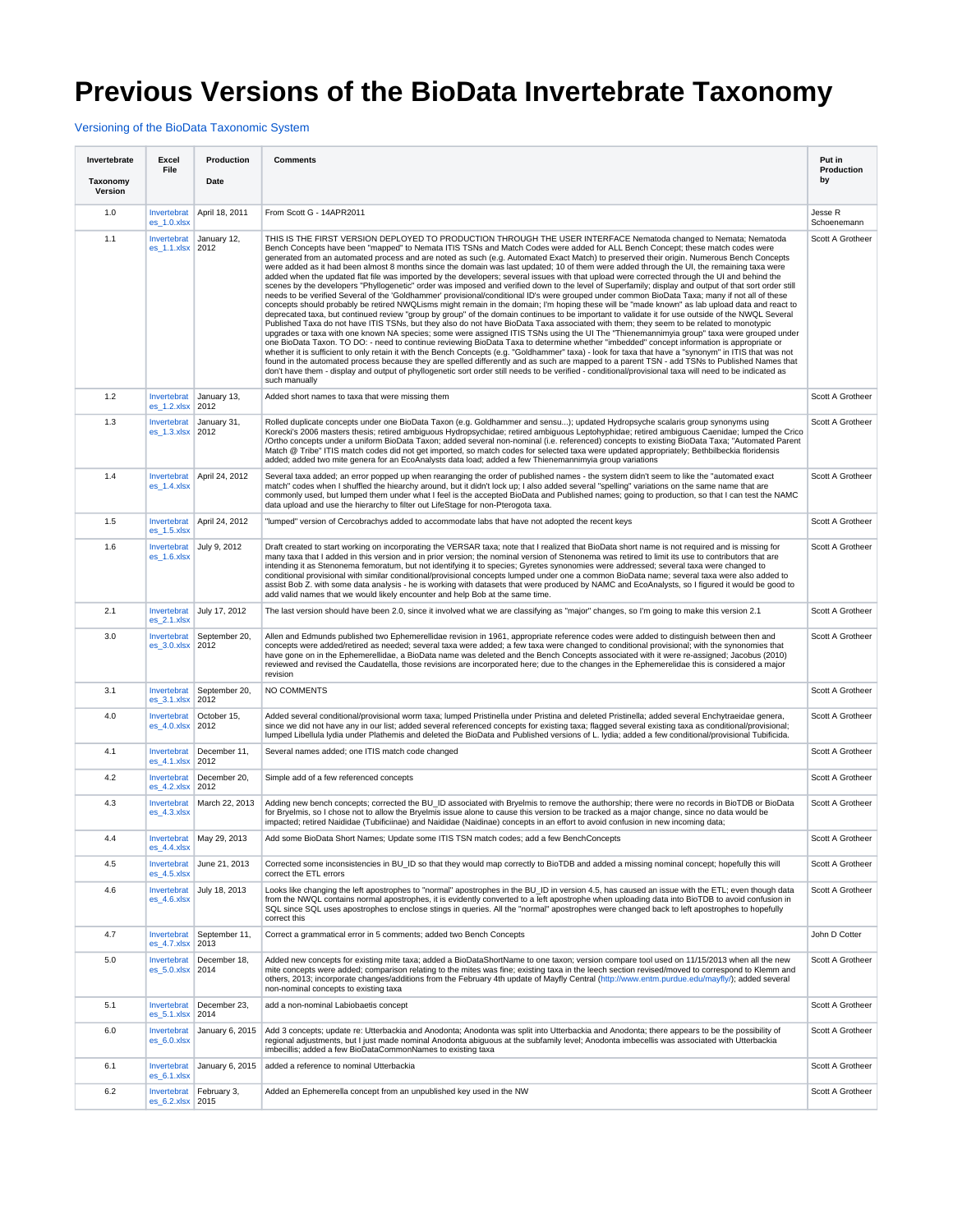# Previous Versions of the BioData Invertebrate Taxonomy

Versioning of the BioData Taxonomic System

| Invertebrate Taxonomy Version | Excel File | Production Date | Comments | Put in Production by |
|---|---|---|---|---|
| 1.0 | Invertebrates_1.0.xlsx | April 18, 2011 | From Scott G - 14APR2011 | Jesse R Schoenemann |
| 1.1 | Invertebrates_1.1.xlsx | January 12, 2012 | THIS IS THE FIRST VERSION DEPLOYED TO PRODUCTION THROUGH THE USER INTERFACE Nematoda changed to Nemata; Nematoda Bench Concepts have been "mapped" to Nemata ITIS TSNs and Match Codes were added for ALL Bench Concept; these match codes were generated from an automated process and are noted as such (e.g. Automated Exact Match) to preserved their origin. Numerous Bench Concepts were added as it had been almost 8 months since the domain was last updated; 10 of them were added through the UI, the remaining taxa were added when the updated flat file was imported by the developers; several issues with that upload were corrected through the UI and behind the scenes by the developers "Phyllogenetic" order was imposed and verified down to the level of Superfamily; display and output of that sort order still needs to be verified Several of the 'Goldhammer' provisional/conditional ID's were grouped under common BioData Taxa; many if not all of these concepts should probably be retired NWQLisms might remain in the domain; I'm hoping these will be "made known" as lab upload data and react to deprecated taxa, but continued review "group by group" of the domain continues to be important to validate it for use outside of the NWQL Several Published Taxa do not have ITIS TSNs, but they also do not have BioData Taxa associated with them; they seem to be related to monotypic upgrades or taxa with one known NA species; some were assigned ITIS TSNs using the UI The "Thienemannimyia group" taxa were grouped under one BioData Taxon. TO DO: - need to continue reviewing BioData Taxa to determine whether "imbedded" concept information is appropriate or whether it is sufficient to only retain it with the Bench Concepts (e.g. "Goldhammer" taxa) - look for taxa that have a "synonym" in ITIS that was not found in the automated process because they are spelled differently and as such are mapped to a parent TSN - add TSNs to Published Names that don't have them - display and output of phyllogenetic sort order still needs to be verified - conditional/provisional taxa will need to be indicated as such manually | Scott A Grotheer |
| 1.2 | Invertebrates_1.2.xlsx | January 13, 2012 | Added short names to taxa that were missing them | Scott A Grotheer |
| 1.3 | Invertebrates_1.3.xlsx | January 31, 2012 | Rolled duplicate concepts under one BioData Taxon (e.g. Goldhammer and sensu...); updated Hydropsyche scalaris group synonyms using Korecki's 2006 masters thesis; retired ambiguous Hydropsychidae; retired ambiguous Leptohyphidae; retired ambiguous Caenidae; lumped the Crico /Ortho concepts under a uniform BioData Taxon; added several non-nominal (i.e. referenced) concepts to existing BioData Taxa; "Automated Parent Match @ Tribe" ITIS match codes did not get imported, so match codes for selected taxa were updated appropriately; Bethbilbeckia floridensis added; added two mite genera for an EcoAnalysts data load; added a few Thienemannimyia group variations | Scott A Grotheer |
| 1.4 | Invertebrates_1.4.xlsx | April 24, 2012 | Several taxa added; an error popped up when rearanging the order of published names - the system didn't seem to like the "automated exact match" codes when I shuffled the hiearchy around, but it didn't lock up; I also added several "spelling" variations on the same name that are commonly used, but lumped them under what I feel is the accepted BioData and Published names; going to production, so that I can test the NAMC data upload and use the hierarchy to filter out LifeStage for non-Pterogota taxa. | Scott A Grotheer |
| 1.5 | Invertebrates_1.5.xlsx | April 24, 2012 | "lumped" version of Cercobrachys added to accommodate labs that have not adopted the recent keys | Scott A Grotheer |
| 1.6 | Invertebrates_1.6.xlsx | July 9, 2012 | Draft created to start working on incorporating the VERSAR taxa; note that I realized that BioData short name is not required and is missing for many taxa that I added in this version and in prior version; the nominal version of Stenonema was retired to limit its use to contributors that are intending it as Stenonema femoratum, but not identifying it to species; Gyretes synonomies were addressed; several taxa were changed to conditional provisional with similar conditional/provisional concepts lumped under one a common BioData name; several taxa were also added to assist Bob Z. with some data analysis - he is working with datasets that were produced by NAMC and EcoAnalysts, so I figured it would be good to add valid names that we would likely encounter and help Bob at the same time. | Scott A Grotheer |
| 2.1 | Invertebrates_2.1.xlsx | July 17, 2012 | The last version should have been 2.0, since it involved what we are classifying as "major" changes, so I'm going to make this version 2.1 | Scott A Grotheer |
| 3.0 | Invertebrates_3.0.xlsx | September 20, 2012 | Allen and Edmunds published two Ephemerellidae revision in 1961, appropriate reference codes were added to distinguish between then and concepts were added/retired as needed; several taxa were added; a few taxa were changed to conditional provisional; with the synonomies that have gone on in the Ephemerellidae, a BioData name was deleted and the Bench Concepts associated with it were re-assigned; Jacobus (2010) reviewed and revised the Caudatella, those revisions are incorporated here; due to the changes in the Ephemerelidae this is considered a major revision | Scott A Grotheer |
| 3.1 | Invertebrates_3.1.xlsx | September 20, 2012 | NO COMMENTS | Scott A Grotheer |
| 4.0 | Invertebrates_4.0.xlsx | October 15, 2012 | Added several conditional/provisional worm taxa; lumped Pristinella under Pristina and deleted Pristinella; added several Enchytraeidae genera, since we did not have any in our list; added several referenced concepts for existing taxa; flagged several existing taxa as conditional/provisional; lumped Libellula lydia under Plathemis and deleted the BioData and Published versions of L. lydia; added a few conditional/provisional Tubificida. | Scott A Grotheer |
| 4.1 | Invertebrates_4.1.xlsx | December 11, 2012 | Several names added; one ITIS match code changed | Scott A Grotheer |
| 4.2 | Invertebrates_4.2.xlsx | December 20, 2012 | Simple add of a few referenced concepts | Scott A Grotheer |
| 4.3 | Invertebrates_4.3.xlsx | March 22, 2013 | Adding new bench concepts; corrected the BU_ID associated with Bryelmis to remove the authorship; there were no records in BioTDB or BioData for Bryelmis, so I chose not to allow the Bryelmis issue alone to cause this version to be tracked as a major change, since no data would be impacted; retired Naididae (Tubificinae) and Naididae (Naidinae) concepts in an effort to avoid confusion in new incoming data; | Scott A Grotheer |
| 4.4 | Invertebrates_4.4.xlsx | May 29, 2013 | Add some BioData Short Names; Update some ITIS TSN match codes; add a few BenchConcepts | Scott A Grotheer |
| 4.5 | Invertebrates_4.5.xlsx | June 21, 2013 | Corrected some inconsistencies in BU_ID so that they would map correctly to BioTDB and added a missing nominal concept; hopefully this will correct the ETL errors | Scott A Grotheer |
| 4.6 | Invertebrates_4.6.xlsx | July 18, 2013 | Looks like changing the left apostrophes to "normal" apostrophes in the BU_ID in version 4.5, has caused an issue with the ETL; even though data from the NWQL contains normal apostrophes, it is evidently converted to a left apostrophe when uploading data into BioTDB to avoid confusion in SQL since SQL uses apostrophes to enclose stings in queries. All the "normal" apostrophes were changed back to left apostrophes to hopefully correct this | Scott A Grotheer |
| 4.7 | Invertebrates_4.7.xlsx | September 11, 2013 | Correct a grammatical error in 5 comments; added two Bench Concepts | John D Cotter |
| 5.0 | Invertebrates_5.0.xlsx | December 18, 2014 | Added new concepts for existing mite taxa; added a BioDataShortName to one taxon; version compare tool used on 11/15/2013 when all the new mite concepts were added; comparison relating to the mites was fine; existing taxa in the leech section revised/moved to correspond to Klemm and others, 2013; incorporate changes/additions from the February 4th update of Mayfly Central (http://www.entm.purdue.edu/mayfly/); added several non-nominal concepts to existing taxa | Scott A Grotheer |
| 5.1 | Invertebrates_5.1.xlsx | December 23, 2014 | add a non-nominal Labiobaetis concept | Scott A Grotheer |
| 6.0 | Invertebrates_6.0.xlsx | January 6, 2015 | Add 3 concepts; update re: Utterbackia and Anodonta; Anodonta was split into Utterbackia and Anodonta; there appears to be the possibility of regional adjustments, but I just made nominal Anodonta abiguous at the subfamily level; Anodonta imbecellis was associated with Utterbackia imbecillis; added a few BioDataCommonNames to existing taxa | Scott A Grotheer |
| 6.1 | Invertebrates_6.1.xlsx | January 6, 2015 | added a reference to nominal Utterbackia | Scott A Grotheer |
| 6.2 | Invertebrates_6.2.xlsx | February 3, 2015 | Added an Ephemerella concept from an unpublished key used in the NW | Scott A Grotheer |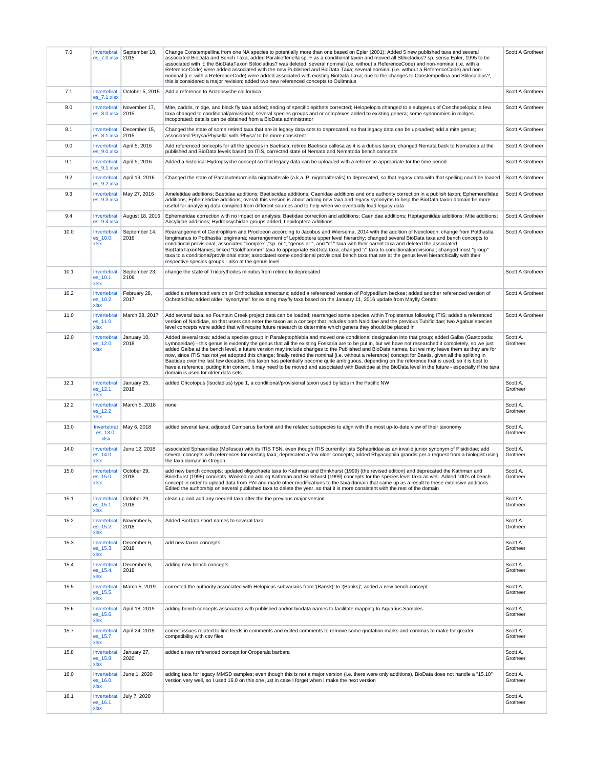| 7.0 | Invertebrates_7.0.xlsx | September 18, 2015 | Change Constempellina from one NA species to potentially more than one based on Epler (2001); Added 5 new published taxa and several associated BioData and Bench Taxa; added Parakiefferiella sp. F as a conditional taxon and moved all Stilocladius? sp. sensu Epler, 1995 to be associated with it; the BioDataTaxon Stilocladius? was deleted; several nominal (i.e. without a ReferenceCode) and non-nominal (i.e. with a ReferenceCode) were added associated with the new Published and BioData Taxa; several nominal (i.e. without a ReferenceCode) and non-nominal (i.e. with a ReferenceCode) were added associated with existing BioData Taxa; due to the changes to Constempellina and Stilocaldius?, this is considered a major revision; added two new referenced concepts to Oulimnius | Scott A Grotheer |
|---|---|---|---|---|
| 7.1 | Invertebrates_7.1.xlsx | October 5, 2015 | Add a reference to Arctopsyche californica | Scott A Grotheer |
| 8.0 | Invertebrates_8.0.xlsx | November 17, 2015 | Mite, caddis, midge, and black fly taxa added; ending of specific epithets corrected; Helopelopia changed to a subgenus of Conchepelopia; a few taxa changed to conditional/provisional; several species groups and or complexes added to existing genera; some synonimies in midges incoporated; details can be obtained from a BioData administrator | Scott A Grotheer |
| 8.1 | Invertebrates_8.1.xlsx | December 15, 2015 | Changed the state of some retired taxa that are in legacy data sets to deprecated, so that legacy data can be uploaded; add a mite genus; associated 'Physa/Physella' with 'Physa' to be more consistent | Scott A Grotheer |
| 9.0 | Invertebrates_9.0.xlsx | April 5, 2016 | Add referenced concepts for all the species in Baetisca; retired Baetisca callosa as it is a dubius taxon; changed Nemata back to Nematoda at the published and BioData levels based on ITIS, corrected state of Nemata and Nematoda bench concepts | Scott A Grotheer |
| 9.1 | Invertebrates_9.1.xlsx | April 5, 2016 | Added a historical Hydropsyche concept so that legacy data can be uploaded with a reference appropriate for the time period | Scott A Grotheer |
| 9.2 | Invertebrates_9.2.xlsx | April 19, 2016 | Changed the state of Paralauterborniella nigrohalterale (a.k.a. P. nigrohalteralis) to deprecated, so that legacy data with that spelling could be loaded | Scott A Grotheer |
| 9.3 | Invertebrates_9.3.xlsx | May 27, 2016 | Ameletidae additions; Baetidae additions; Baetiscidae additions; Caenidae additions and one authority correction in a publish taxon; Ephemerellidae additions; Ephemeridae additions; overall this version is about adding new taxa and legacy synonyms to help the BioData taxon domain be more useful for analyzing data compiled from different sources and to help when we eventually load legacy data | Scott A Grotheer |
| 9.4 | Invertebrates_9.4.xlsx | August 18, 2016 | Ephemeridae correction with no impact on analysis; Baetidae correction and additions; Caenidae additions; Heptageniidae additions; Mite additions; Ancylidae additions; Hydropsychidae groups added; Lepidoptera additions | Scott A Grotheer |
| 10.0 | Invertebrates_10.0.xlsx | September 14, 2016 | Rearrangement of Centroptilum and Procloeon according to Jacobus and Wiersema, 2014 with the addition of Neocloeon; change from Potthastia longimanus to Potthastia longimana; rearrangement of Lepidoptera upper level hierarchy; changed several BioData taxa and bench concepts to conditional provisional; associated "complex","sp. nr.", "genus nr.", and "cf." taxa with their parent taxa and deleted the associated BioDataTaxonNames; linked "Goldhammer" taxa to appropriate BioData taxa; changed most "group" taxa to a conditional/provisional state; associated some conditional provisional bench taxa that are at the genus level hierarchically with their respective species groups - also at the genus level | Scott A Grotheer |
| 10.1 | Invertebrates_10.1.xlsx | September 23, 2106 | change the state of Tricorythodes minutus from retired to deprecated | Scott A Grotheer |
| 10.2 | Invertebrates_10.2.xlsx | February 28, 2017 | added a referenced version or Orthocladius annectans; added a referenced version of Polypedilum beckae; added another referenced version of Ochrotrichia; added older "synonyms" for existing mayfly taxa based on the January 11, 2016 update from Mayfly Central | Scott A Grotheer |
| 11.0 | Invertebrates_11.0.xlsx | March 28, 2017 | Add several taxa, so Fountain Creek project data can be loaded; rearranged some species within Tropisternus following ITIS; added a referenced version of Naididae, so that users can enter the taxon as a concept that includes both Naididae and the previous Tubificidae; two Agabus species level concepts were added that will require future research to determine which genera they should be placed in | Scott A Grotheer |
| 12.0 | Invertebrates_12.0.xlsx | January 10, 2018 | Added several taxa; added a species group in Paraleptophlebia and moved one conditional designation into that group; added Galba (Gastopoda: Lymnaeidae) - this genus is evidently the genus that all the existing Fossaria are to be put in, but we have not researched it completely, so we just added Galba at the bench level, a future version may include changes to the Published and BioData names, but we may leave them as they are for now, since ITIS has not yet adopted this change; finally retired the nominal (i.e. without a reference) concept for Baetis, given all the splitting in Baetidae over the last few decades, this taxon has potentially become quite ambiguous, depending on the reference that is used, so it is best to have a reference, putting it in context, it may need to be moved and associated with Baetidae at the BioData level in the future - especially if the taxa domain is used for older data sets | Scott A. Grotheer |
| 12.1 | Invertebrates_12.1.xlsx | January 25, 2018 | added Cricotopus (Isocladius) type 1, a conditional/provisional taxon used by labs in the Pacific NW | Scott A. Grotheer |
| 12.2 | Invertebrates_12.2.xlsx | March 5, 2018 | none | Scott A. Grotheer |
| 13.0 | Invertebrates_13.0.xlsx | May 6, 2018 | added several taxa; adjusted Cambarus bartonii and the related subspecies to align with the most up-to-date view of their taxonomy | Scott A. Grotheer |
| 14.0 | Invertebrates_14.0.xlsx | June 12, 2018 | associated Sphaeriidae (Mollusca) with its ITIS TSN, even though ITIS currently lists Sphaeriidae as an invalid junior synonym of Pisidiidae; add several concepts with references for existing taxa; deprecated a few older concepts; added Rhyacophila grandis per a request from a biologist using the taxa domain in Oregon | Scott A. Grotheer |
| 15.0 | Invertebrates_15.0.xlsx | October 29, 2018 | add new bench concepts; updated oligochaete taxa to Kathman and Brinkhurst (1999) (the revised edition) and deprecated the Kathman and Brinkhurst (1998) concepts. Worked on adding Kathman and Brinkhurst (1999) concepts for the species level taxa as well. Added 100's of bench concept in order to upload data from PAI and made other modifications to the taxa domain that came up as a result to these extensive additions. Edited the authorship on several published taxa to delete the year, so that it is more consistent with the rest of the domain | Scott A. Grotheer |
| 15.1 | Invertebrates_15.1.xlsx | October 29, 2018 | clean up and add any needed taxa after the the previous major version | Scott A. Grotheer |
| 15.2 | Invertebrates_15.2.xlsx | November 5, 2018 | Added BioData short names to several taxa | Scott A. Grotheer |
| 15.3 | Invertebrates_15.3.xlsx | December 6, 2018 | add new taxon concepts | Scott A. Grotheer |
| 15.4 | Invertebrates_15.4.xlsx | December 6, 2018 | adding new bench concepts | Scott A. Grotheer |
| 15.5 | Invertebrates_15.5.xlsx | March 5, 2019 | corrected the authority associated with Helopicus subvarians from '(Bansk)' to '(Banks)'; added a new bench concept | Scott A. Grotheer |
| 15.6 | Invertebrates_15.6.xlsx | April 18, 2019 | adding bench concepts associated with published and/or biodata names to facilitate mapping to Aquarius Samples | Scott A. Grotheer |
| 15.7 | Invertebrates_15.7.xlsx | April 24, 2019 | correct issues related to line feeds in comments and edited comments to remove some quotation marks and commas to make for greater compatibility with csv files | Scott A. Grotheer |
| 15.8 | Invertebrates_15.8.xlsx | January 27, 2020 | added a new referenced concept for Oroperala barbara | Scott A. Grotheer |
| 16.0 | Invertebrates_16.0.xlsx | June 1, 2020 | adding taxa for legacy MMSD samples; even though this is not a major version (i.e. there were only additions), BioData does not handle a "15.10" version very well, so I used 16.0 on this one just in case I forget when I make the next version | Scott A. Grotheer |
| 16.1 | Invertebrates_16.1.xlsx | July 7, 2020 | | Scott A. Grotheer |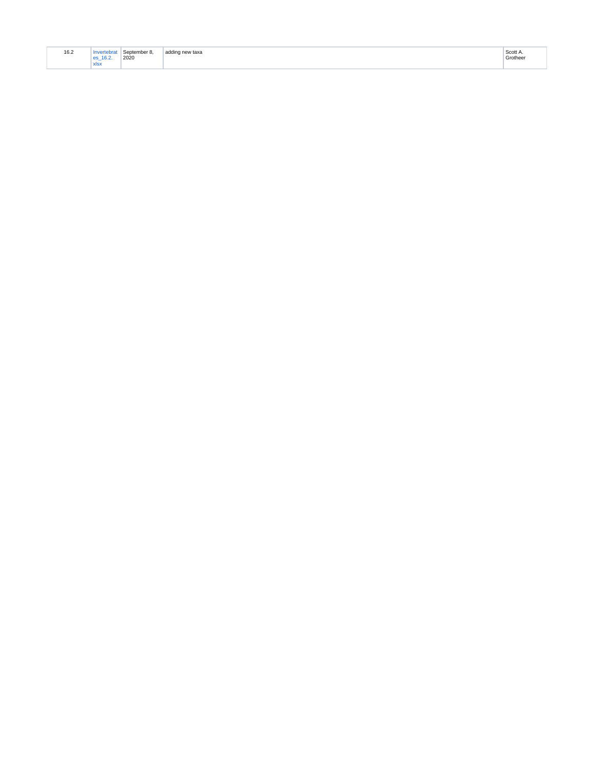| | | | | |
|---|---|---|---|---|
| 16.2 | Invertebrates_16.2.xlsx | September 8, 2020 | adding new taxa | Scott A. Grotheer |